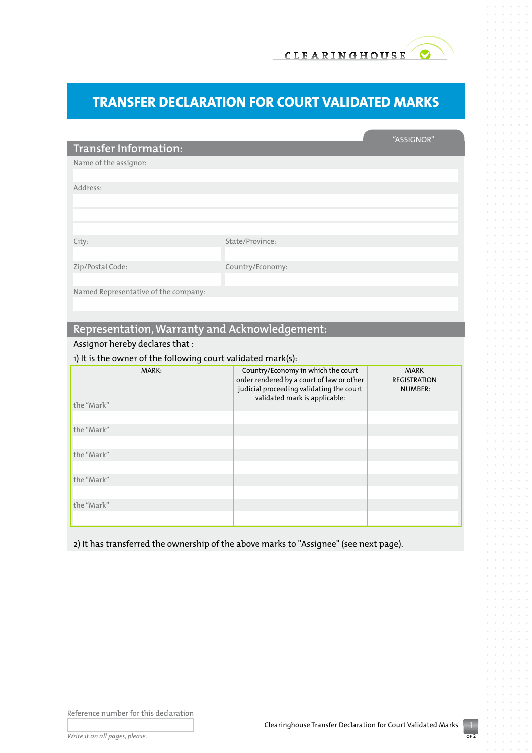CLEARINGHOUSE

# TRANSFER DECLARATION FOR COURT VALIDATED MARKS

"ASSIGNOR"

## Transfer Information:

Name of the assignor:

Address:

City: State/Province:

Zip/Postal Code: Country/Economy:

Named Representative of the company:

## Representation, Warranty and Acknowledgement:

Assignor hereby declares that :

1) It is the owner of the following court validated mark(s):

| MARK: | Country/Economy in which the court order rendered by a court of law or other judicial proceeding validating the court validated mark is applicable: | MARK REGISTRATION NUMBER: |
|---|---|---|
| the "Mark" | | |
| the "Mark" | | |
| the "Mark" | | |
| the "Mark" | | |
| the "Mark" | | |

2) It has transferred the ownership of the above marks to "Assignee" (see next page).

Reference number for this declaration

*Write it on all pages, please.*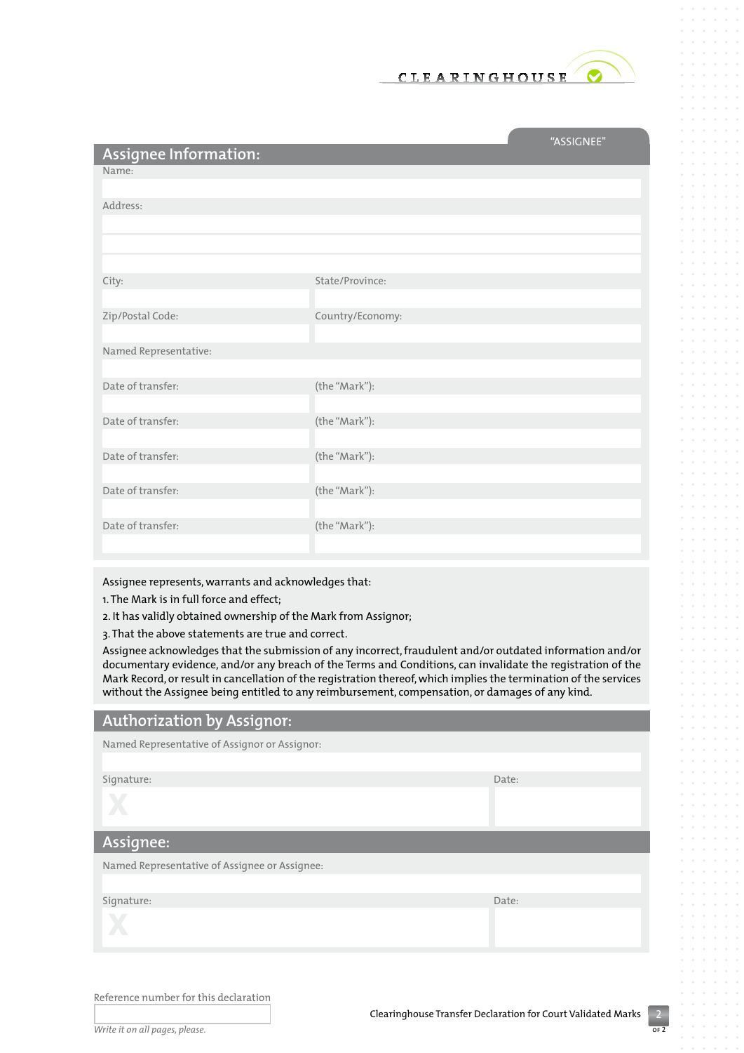CLEARINGHOUSE

"ASSIGNEE"

## Assignee Information:

Name:

Address:

| | |
|---|---|
| City: | State/Province: |
| Zip/Postal Code: | Country/Economy: |

Named Representative:

| | |
|---|---|
| Date of transfer: | (the "Mark"): |
| Date of transfer: | (the "Mark"): |
| Date of transfer: | (the "Mark"): |
| Date of transfer: | (the "Mark"): |
| Date of transfer: | (the "Mark"): |

Assignee represents, warrants and acknowledges that:

1. The Mark is in full force and effect;
2. It has validly obtained ownership of the Mark from Assignor;
3. That the above statements are true and correct.

Assignee acknowledges that the submission of any incorrect, fraudulent and/or outdated information and/or documentary evidence, and/or any breach of the Terms and Conditions, can invalidate the registration of the Mark Record, or result in cancellation of the registration thereof, which implies the termination of the services without the Assignee being entitled to any reimbursement, compensation, or damages of any kind.

## Authorization by Assignor:

Named Representative of Assignor or Assignor:

| | |
|---|---|
| Signature: X | Date: |

## Assignee:

Named Representative of Assignee or Assignee:

| | |
|---|---|
| Signature: X | Date: |

Reference number for this declaration

*Write it on all pages, please.*

Clearinghouse Transfer Declaration for Court Validated Marks